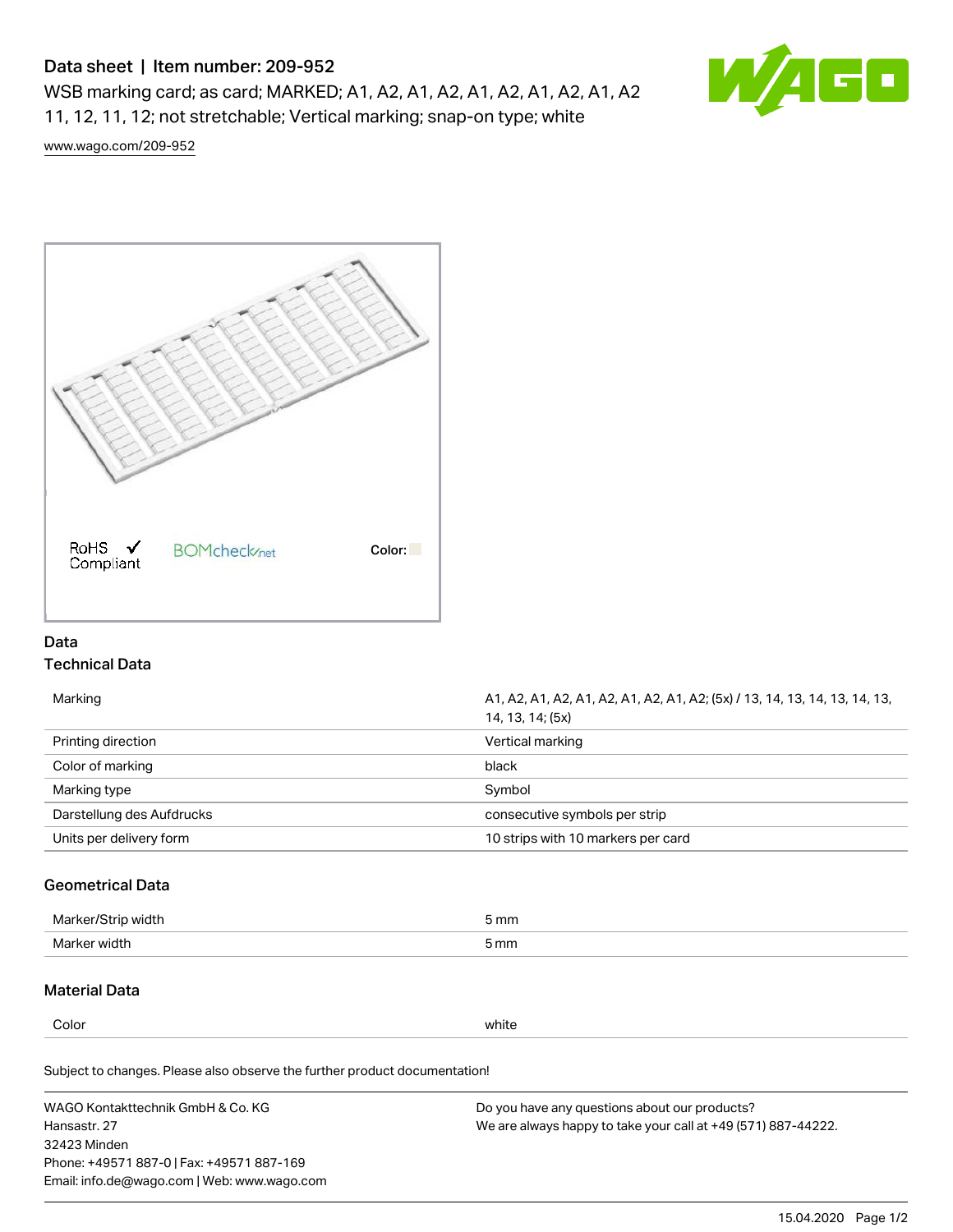# Data sheet | Item number: 209-952

WSB marking card; as card; MARKED; A1, A2, A1, A2, A1, A2, A1, A2, A1, A2 11, 12, 11, 12; not stretchable; Vertical marking; snap-on type; white

www.wago.com/209-952

RoHS ✓ Compliant

BOMcheck.net

Color:

## Data

### Technical Data

| | |
|---|---|
| Marking | A1, A2, A1, A2, A1, A2, A1, A2, A1, A2; (5x) / 13, 14, 13, 14, 13, 14, 13, 14, 13, 14; (5x) |
| Printing direction | Vertical marking |
| Color of marking | black |
| Marking type | Symbol |
| Darstellung des Aufdrucks | consecutive symbols per strip |
| Units per delivery form | 10 strips with 10 markers per card |

### Geometrical Data

| | |
|---|---|
| Marker/Strip width | 5 mm |
| Marker width | 5 mm |

### Material Data

| | |
|---|---|
| Color | white |

Subject to changes. Please also observe the further product documentation!

WAGO Kontakttechnik GmbH & Co. KG
Hansastr. 27
32423 Minden
Phone: +49571 887-0 | Fax: +49571 887-169
Email: info.de@wago.com | Web: www.wago.com

Do you have any questions about our products?
We are always happy to take your call at +49 (571) 887-44222.

15.04.2020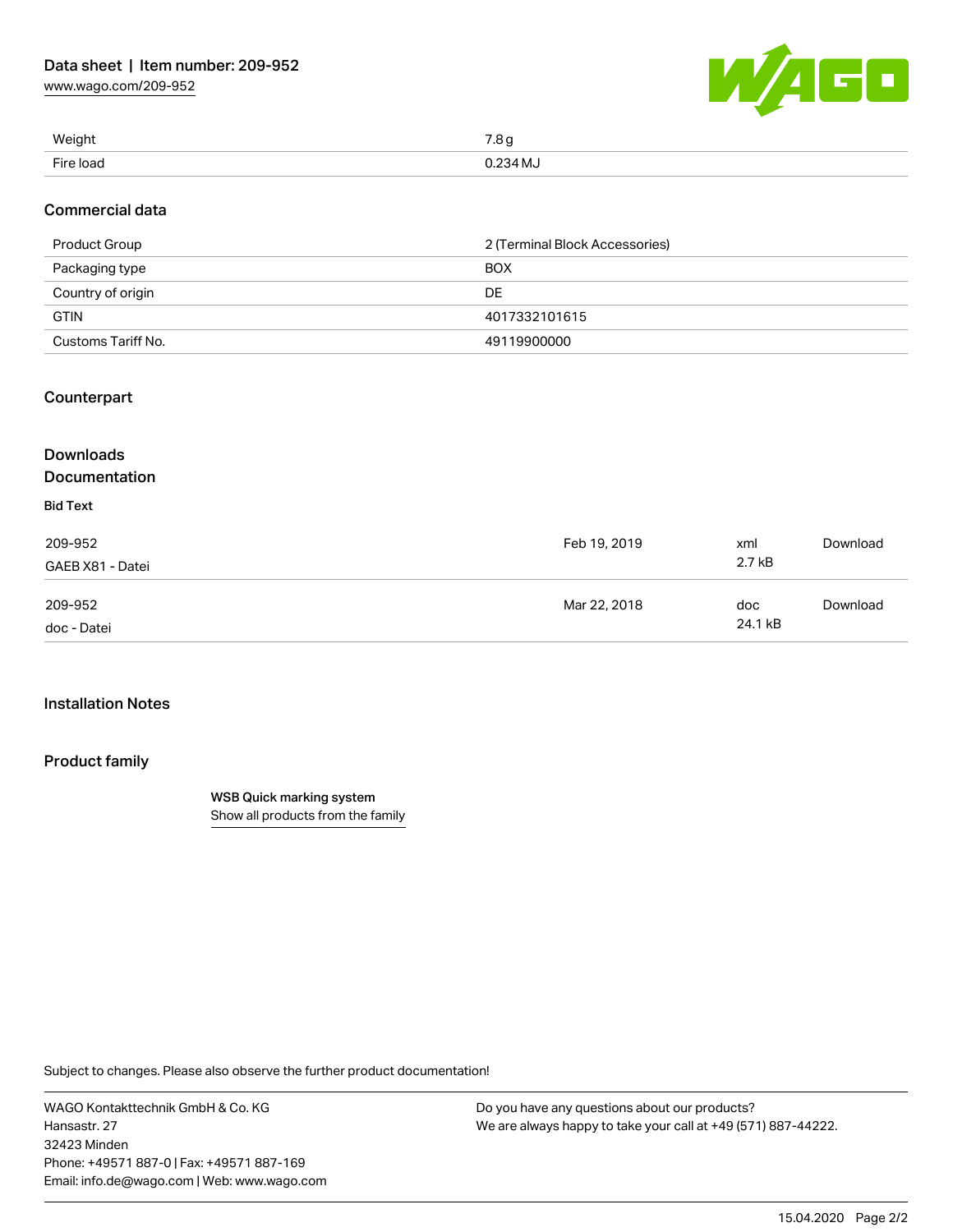| | |
|---|---|
| Weight | 7.8 g |
| Fire load | 0.234 MJ |

## Commercial data

| | |
|---|---|
| Product Group | 2 (Terminal Block Accessories) |
| Packaging type | BOX |
| Country of origin | DE |
| GTIN | 4017332101615 |
| Customs Tariff No. | 49119900000 |

## Counterpart

## Downloads

## Documentation

**Bid Text**

| | | | |
|---|---|---|---|
| 209-952<br>GAEB X81 - Datei | Feb 19, 2019 | xml<br>2.7 kB | Download |
| 209-952<br>doc - Datei | Mar 22, 2018 | doc<br>24.1 kB | Download |

## Installation Notes

## Product family

**WSB Quick marking system**
Show all products from the family

Subject to changes. Please also observe the further product documentation!

WAGO Kontakttechnik GmbH & Co. KG
Hansastr. 27
32423 Minden
Phone: +49571 887-0 | Fax: +49571 887-169
Email: info.de@wago.com | Web: www.wago.com

Do you have any questions about our products?
We are always happy to take your call at +49 (571) 887-44222.